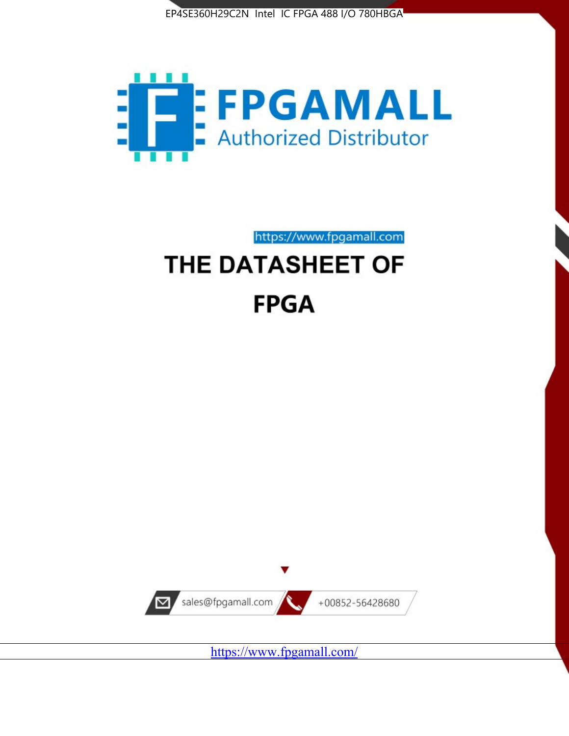EP4SE360H29C2N Intel IC FPGA 488 I/O 780HBGA

FPGAMALL

Authorized Distributor

https://www.fpgamall.com

# THE DATASHEET OF

# FPGA

sales@fpgamall.com

+00852-56428680

https://www.fpgamall.com/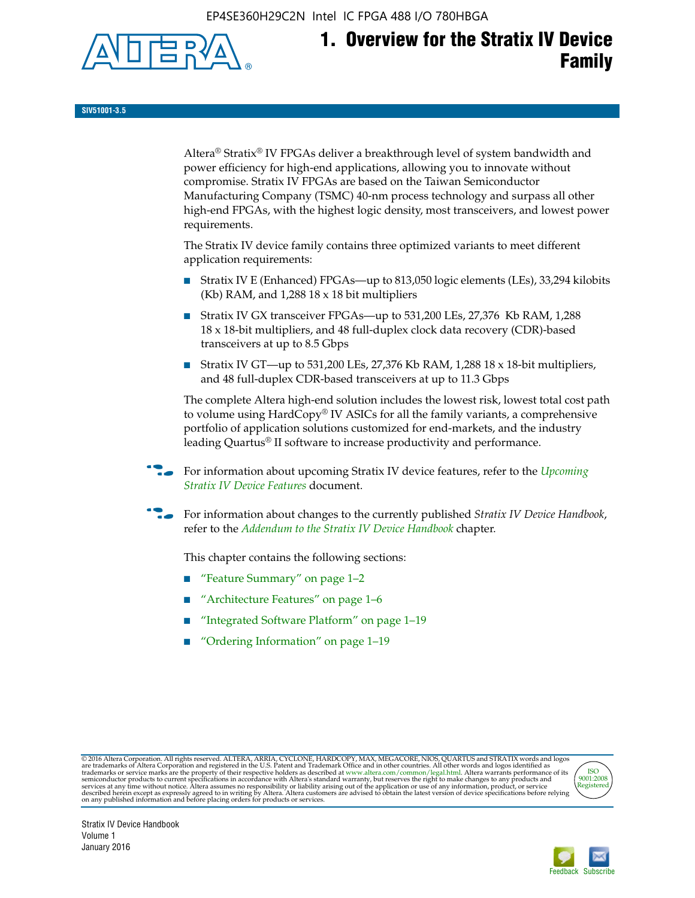# 1. Overview for the Stratix IV Device Family

**SIV51001-3.5**

Altera® Stratix® IV FPGAs deliver a breakthrough level of system bandwidth and power efficiency for high-end applications, allowing you to innovate without compromise. Stratix IV FPGAs are based on the Taiwan Semiconductor Manufacturing Company (TSMC) 40-nm process technology and surpass all other high-end FPGAs, with the highest logic density, most transceivers, and lowest power requirements.

The Stratix IV device family contains three optimized variants to meet different application requirements:

- Stratix IV E (Enhanced) FPGAs—up to 813,050 logic elements (LEs), 33,294 kilobits (Kb) RAM, and 1,288 18 x 18 bit multipliers
- Stratix IV GX transceiver FPGAs—up to 531,200 LEs, 27,376 Kb RAM, 1,288 18 x 18-bit multipliers, and 48 full-duplex clock data recovery (CDR)-based transceivers at up to 8.5 Gbps
- Stratix IV GT—up to 531,200 LEs, 27,376 Kb RAM, 1,288 18 x 18-bit multipliers, and 48 full-duplex CDR-based transceivers at up to 11.3 Gbps

The complete Altera high-end solution includes the lowest risk, lowest total cost path to volume using HardCopy® IV ASICs for all the family variants, a comprehensive portfolio of application solutions customized for end-markets, and the industry leading Quartus® II software to increase productivity and performance.

For information about upcoming Stratix IV device features, refer to the *Upcoming Stratix IV Device Features* document.

For information about changes to the currently published *Stratix IV Device Handbook*, refer to the *Addendum to the Stratix IV Device Handbook* chapter.

This chapter contains the following sections:

- "Feature Summary" on page 1–2
- "Architecture Features" on page 1–6
- "Integrated Software Platform" on page 1–19
- "Ordering Information" on page 1–19

© 2016 Altera Corporation. All rights reserved. ALTERA, ARRIA, CYCLONE, HARDCOPY, MAX, MEGACORE, NIOS, QUARTUS and STRATIX words and logos are trademarks of Altera Corporation and registered in the U.S. Patent and Trademark Office and in other countries. All other words and logos identified as trademarks or service marks are the property of their respective holders as described at www.altera.com/common/legal.html. Altera warrants performance of its semiconductor products to current specifications in accordance with Altera's standard warranty, but reserves the right to make changes to any products and services at any time without notice. Altera assumes no responsibility or liability arising out of the application or use of any information, product, or service described herein except as expressly agreed to in writing by Altera. Altera customers are advised to obtain the latest version of device specifications before relying on any published information and before placing orders for products or services.

Stratix IV Device Handbook
Volume 1
January 2016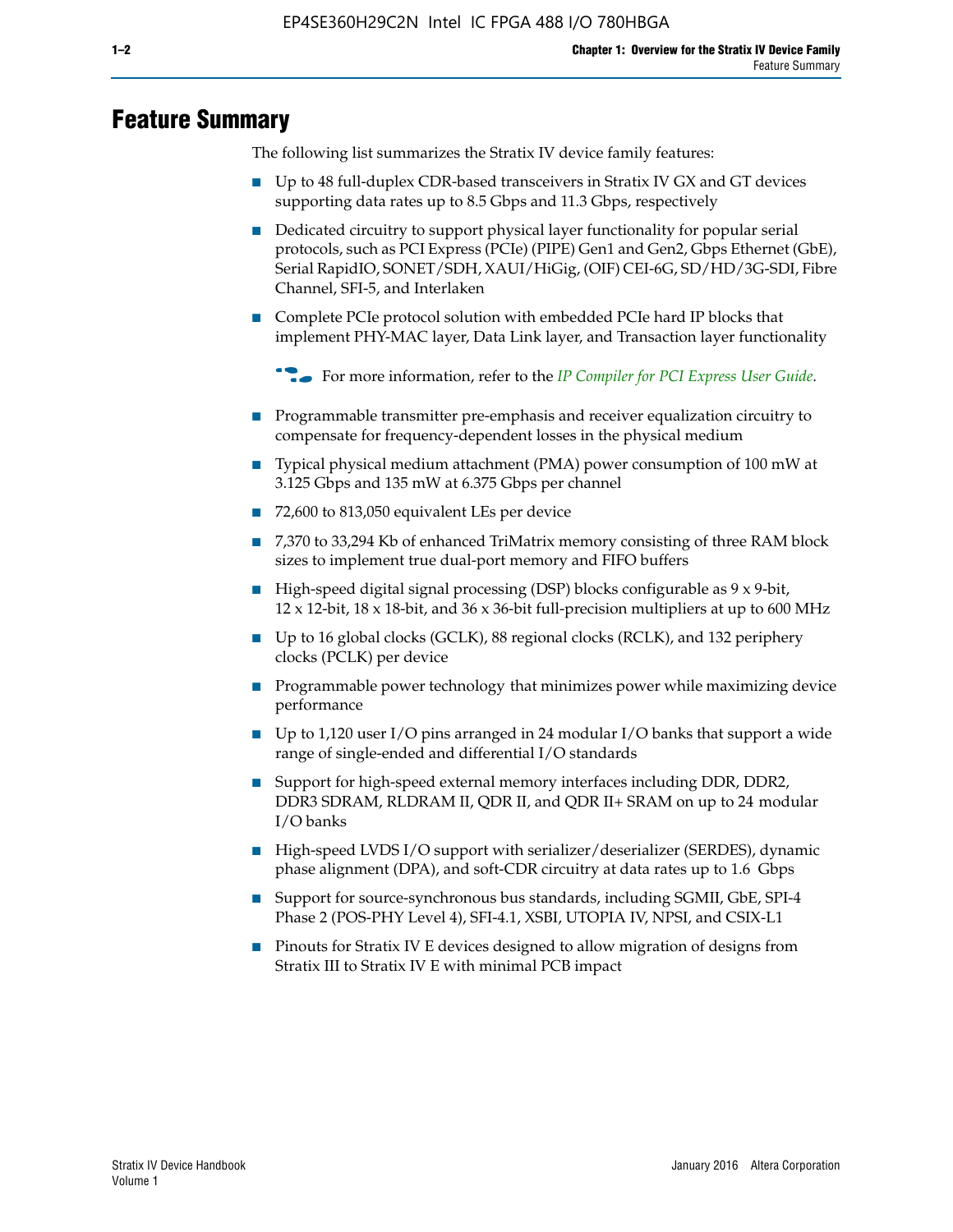# Feature Summary

The following list summarizes the Stratix IV device family features:

- Up to 48 full-duplex CDR-based transceivers in Stratix IV GX and GT devices supporting data rates up to 8.5 Gbps and 11.3 Gbps, respectively
- Dedicated circuitry to support physical layer functionality for popular serial protocols, such as PCI Express (PCIe) (PIPE) Gen1 and Gen2, Gbps Ethernet (GbE), Serial RapidIO, SONET/SDH, XAUI/HiGig, (OIF) CEI-6G, SD/HD/3G-SDI, Fibre Channel, SFI-5, and Interlaken
- Complete PCIe protocol solution with embedded PCIe hard IP blocks that implement PHY-MAC layer, Data Link layer, and Transaction layer functionality

  For more information, refer to the *IP Compiler for PCI Express User Guide*.

- Programmable transmitter pre-emphasis and receiver equalization circuitry to compensate for frequency-dependent losses in the physical medium
- Typical physical medium attachment (PMA) power consumption of 100 mW at 3.125 Gbps and 135 mW at 6.375 Gbps per channel
- 72,600 to 813,050 equivalent LEs per device
- 7,370 to 33,294 Kb of enhanced TriMatrix memory consisting of three RAM block sizes to implement true dual-port memory and FIFO buffers
- High-speed digital signal processing (DSP) blocks configurable as 9 x 9-bit, 12 x 12-bit, 18 x 18-bit, and 36 x 36-bit full-precision multipliers at up to 600 MHz
- Up to 16 global clocks (GCLK), 88 regional clocks (RCLK), and 132 periphery clocks (PCLK) per device
- Programmable power technology that minimizes power while maximizing device performance
- Up to 1,120 user I/O pins arranged in 24 modular I/O banks that support a wide range of single-ended and differential I/O standards
- Support for high-speed external memory interfaces including DDR, DDR2, DDR3 SDRAM, RLDRAM II, QDR II, and QDR II+ SRAM on up to 24 modular I/O banks
- High-speed LVDS I/O support with serializer/deserializer (SERDES), dynamic phase alignment (DPA), and soft-CDR circuitry at data rates up to 1.6 Gbps
- Support for source-synchronous bus standards, including SGMII, GbE, SPI-4 Phase 2 (POS-PHY Level 4), SFI-4.1, XSBI, UTOPIA IV, NPSI, and CSIX-L1
- Pinouts for Stratix IV E devices designed to allow migration of designs from Stratix III to Stratix IV E with minimal PCB impact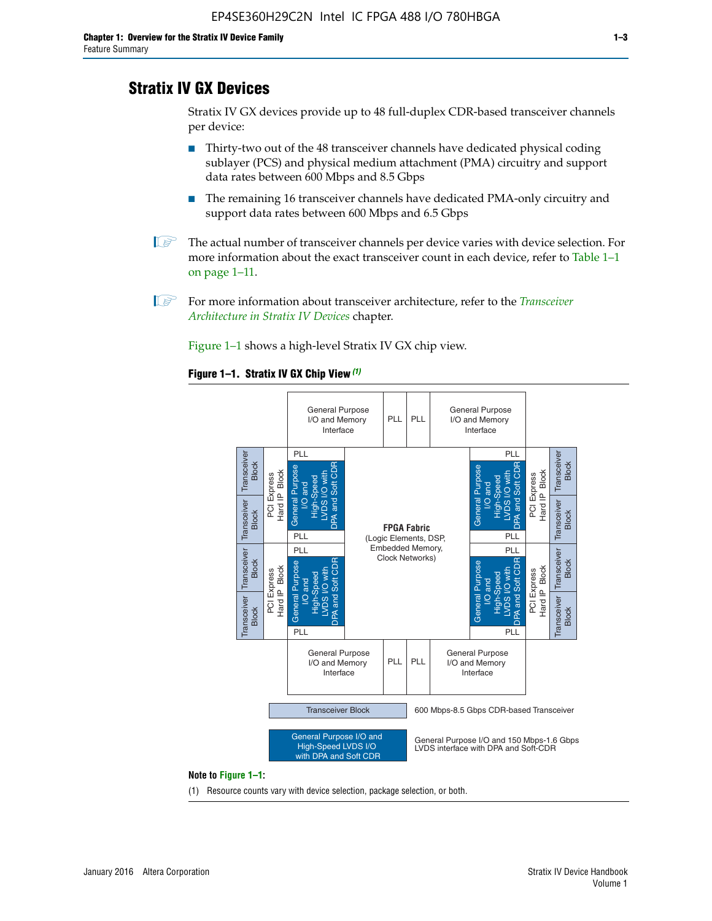# Stratix IV GX Devices

Stratix IV GX devices provide up to 48 full-duplex CDR-based transceiver channels per device:

- Thirty-two out of the 48 transceiver channels have dedicated physical coding sublayer (PCS) and physical medium attachment (PMA) circuitry and support data rates between 600 Mbps and 8.5 Gbps
- The remaining 16 transceiver channels have dedicated PMA-only circuitry and support data rates between 600 Mbps and 6.5 Gbps

The actual number of transceiver channels per device varies with device selection. For more information about the exact transceiver count in each device, refer to Table 1–1 on page 1–11.

For more information about transceiver architecture, refer to the *Transceiver Architecture in Stratix IV Devices* chapter.

Figure 1–1 shows a high-level Stratix IV GX chip view.

**Figure 1–1. Stratix IV GX Chip View** *(1)*

**Note to Figure 1–1:**

(1) Resource counts vary with device selection, package selection, or both.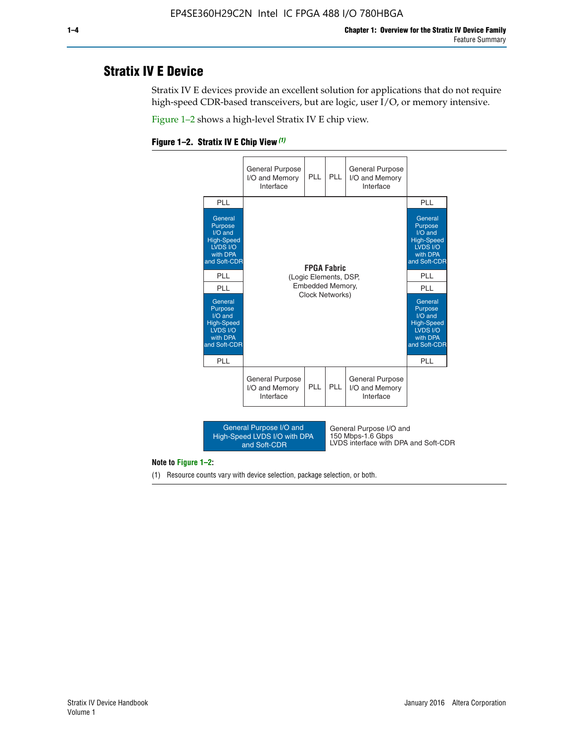## Stratix IV E Device

Stratix IV E devices provide an excellent solution for applications that do not require high-speed CDR-based transceivers, but are logic, user I/O, or memory intensive.

Figure 1–2 shows a high-level Stratix IV E chip view.

**Figure 1–2. Stratix IV E Chip View** *(1)*

| | General Purpose I/O and Memory Interface | PLL | PLL | General Purpose I/O and Memory Interface | |
|---|---|---|---|---|---|
| PLL | | | | | PLL |
| General Purpose I/O and High-Speed LVDS I/O with DPA and Soft-CDR | | | | | General Purpose I/O and High-Speed LVDS I/O with DPA and Soft-CDR |
| PLL | | **FPGA Fabric** (Logic Elements, DSP, Embedded Memory, Clock Networks) | | | PLL |
| PLL | | | | | PLL |
| General Purpose I/O and High-Speed LVDS I/O with DPA and Soft-CDR | | | | | General Purpose I/O and High-Speed LVDS I/O with DPA and Soft-CDR |
| PLL | | | | | PLL |
| | General Purpose I/O and Memory Interface | PLL | PLL | General Purpose I/O and Memory Interface | |

Legend: General Purpose I/O and High-Speed LVDS I/O with DPA and Soft-CDR — General Purpose I/O and 150 Mbps-1.6 Gbps LVDS interface with DPA and Soft-CDR

**Note to Figure 1–2:**

(1) Resource counts vary with device selection, package selection, or both.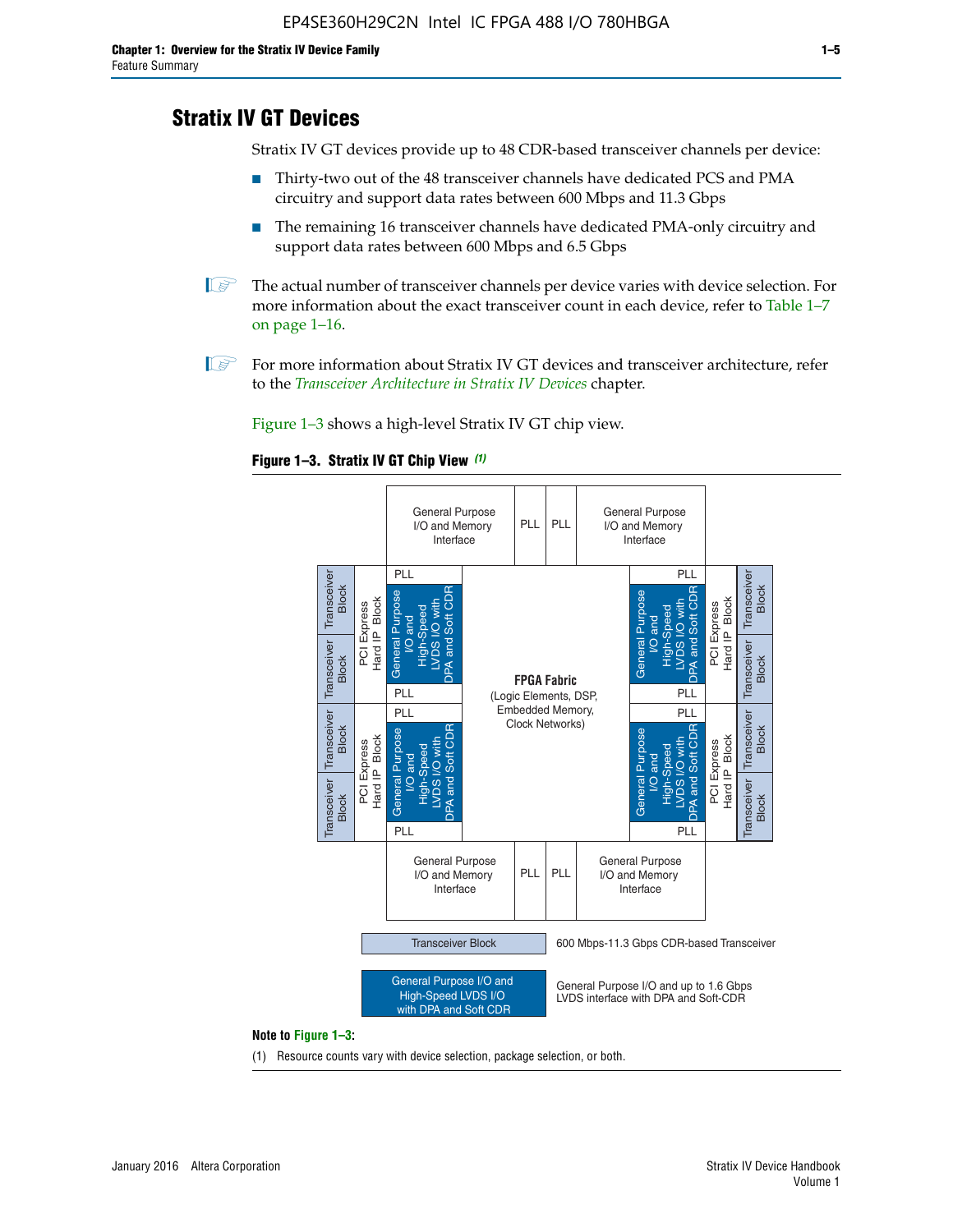# Stratix IV GT Devices

Stratix IV GT devices provide up to 48 CDR-based transceiver channels per device:

- Thirty-two out of the 48 transceiver channels have dedicated PCS and PMA circuitry and support data rates between 600 Mbps and 11.3 Gbps
- The remaining 16 transceiver channels have dedicated PMA-only circuitry and support data rates between 600 Mbps and 6.5 Gbps

The actual number of transceiver channels per device varies with device selection. For more information about the exact transceiver count in each device, refer to Table 1–7 on page 1–16.

For more information about Stratix IV GT devices and transceiver architecture, refer to the *Transceiver Architecture in Stratix IV Devices* chapter.

Figure 1–3 shows a high-level Stratix IV GT chip view.

**Figure 1–3. Stratix IV GT Chip View** *(1)*

**Note to Figure 1–3:**

(1) Resource counts vary with device selection, package selection, or both.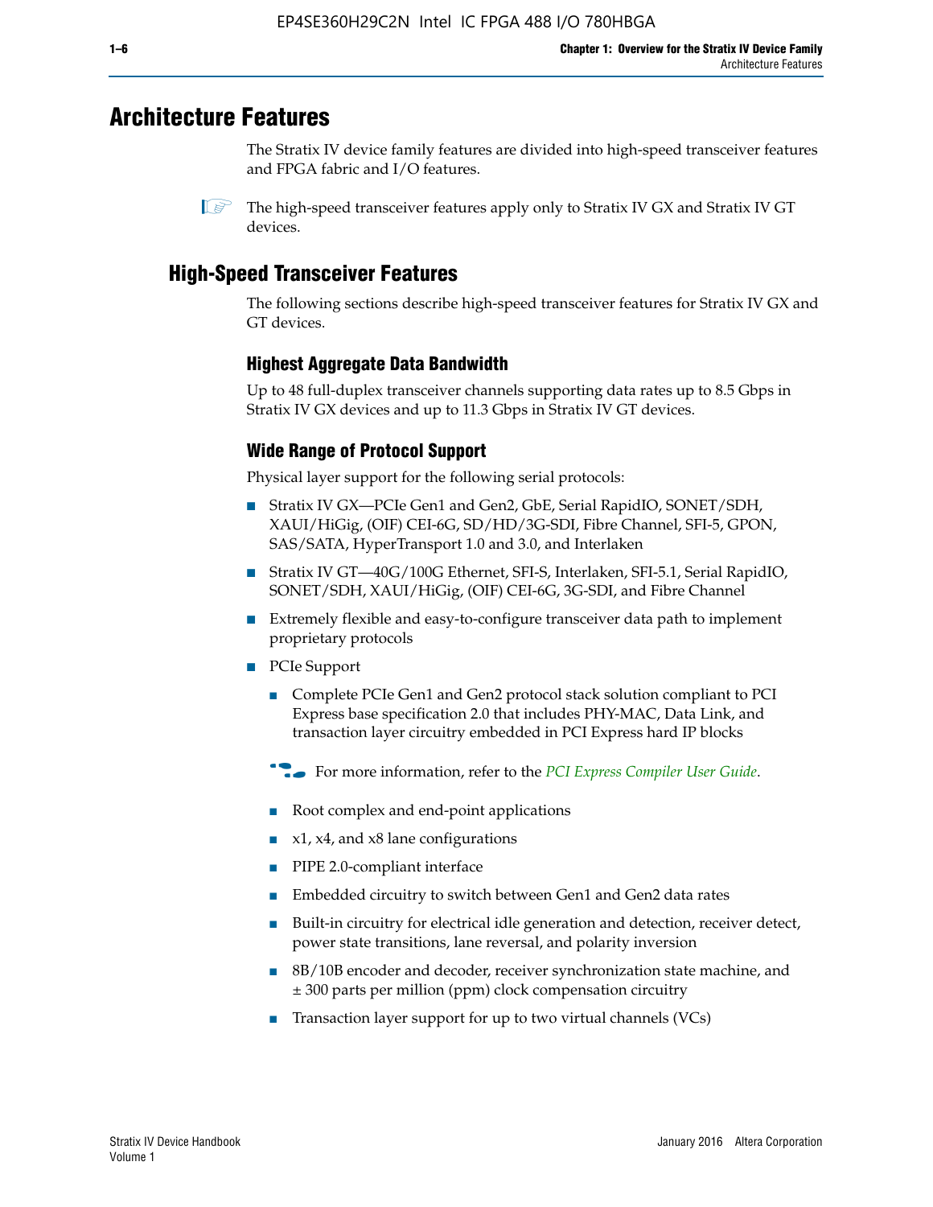# Architecture Features

The Stratix IV device family features are divided into high-speed transceiver features and FPGA fabric and I/O features.

The high-speed transceiver features apply only to Stratix IV GX and Stratix IV GT devices.

## High-Speed Transceiver Features

The following sections describe high-speed transceiver features for Stratix IV GX and GT devices.

### Highest Aggregate Data Bandwidth

Up to 48 full-duplex transceiver channels supporting data rates up to 8.5 Gbps in Stratix IV GX devices and up to 11.3 Gbps in Stratix IV GT devices.

### Wide Range of Protocol Support

Physical layer support for the following serial protocols:

- Stratix IV GX—PCIe Gen1 and Gen2, GbE, Serial RapidIO, SONET/SDH, XAUI/HiGig, (OIF) CEI-6G, SD/HD/3G-SDI, Fibre Channel, SFI-5, GPON, SAS/SATA, HyperTransport 1.0 and 3.0, and Interlaken
- Stratix IV GT—40G/100G Ethernet, SFI-S, Interlaken, SFI-5.1, Serial RapidIO, SONET/SDH, XAUI/HiGig, (OIF) CEI-6G, 3G-SDI, and Fibre Channel
- Extremely flexible and easy-to-configure transceiver data path to implement proprietary protocols
- PCIe Support
  - Complete PCIe Gen1 and Gen2 protocol stack solution compliant to PCI Express base specification 2.0 that includes PHY-MAC, Data Link, and transaction layer circuitry embedded in PCI Express hard IP blocks

  For more information, refer to the *PCI Express Compiler User Guide*.

  - Root complex and end-point applications
  - x1, x4, and x8 lane configurations
  - PIPE 2.0-compliant interface
  - Embedded circuitry to switch between Gen1 and Gen2 data rates
  - Built-in circuitry for electrical idle generation and detection, receiver detect, power state transitions, lane reversal, and polarity inversion
  - 8B/10B encoder and decoder, receiver synchronization state machine, and ± 300 parts per million (ppm) clock compensation circuitry
  - Transaction layer support for up to two virtual channels (VCs)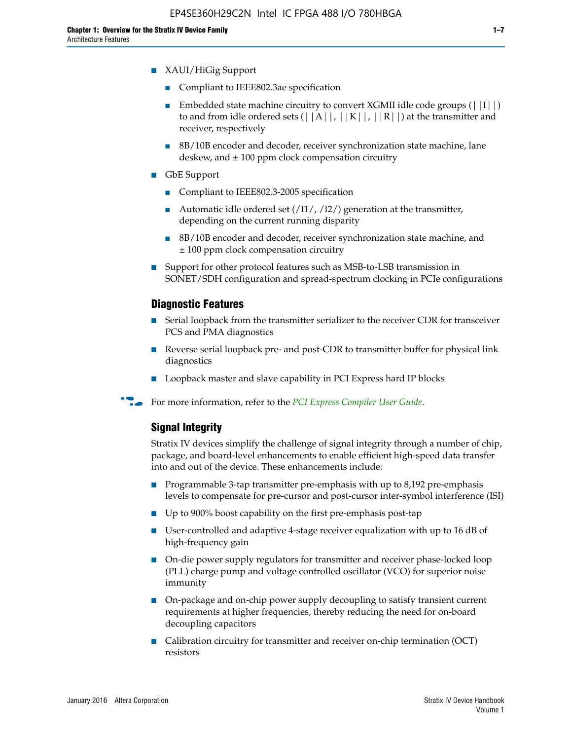- XAUI/HiGig Support
  - Compliant to IEEE802.3ae specification
  - Embedded state machine circuitry to convert XGMII idle code groups (||I||) to and from idle ordered sets (||A||, ||K||, ||R||) at the transmitter and receiver, respectively
  - 8B/10B encoder and decoder, receiver synchronization state machine, lane deskew, and ± 100 ppm clock compensation circuitry
- GbE Support
  - Compliant to IEEE802.3-2005 specification
  - Automatic idle ordered set (/I1/, /I2/) generation at the transmitter, depending on the current running disparity
  - 8B/10B encoder and decoder, receiver synchronization state machine, and ± 100 ppm clock compensation circuitry
- Support for other protocol features such as MSB-to-LSB transmission in SONET/SDH configuration and spread-spectrum clocking in PCIe configurations

### Diagnostic Features

- Serial loopback from the transmitter serializer to the receiver CDR for transceiver PCS and PMA diagnostics
- Reverse serial loopback pre- and post-CDR to transmitter buffer for physical link diagnostics
- Loopback master and slave capability in PCI Express hard IP blocks

For more information, refer to the *PCI Express Compiler User Guide*.

### Signal Integrity

Stratix IV devices simplify the challenge of signal integrity through a number of chip, package, and board-level enhancements to enable efficient high-speed data transfer into and out of the device. These enhancements include:

- Programmable 3-tap transmitter pre-emphasis with up to 8,192 pre-emphasis levels to compensate for pre-cursor and post-cursor inter-symbol interference (ISI)
- Up to 900% boost capability on the first pre-emphasis post-tap
- User-controlled and adaptive 4-stage receiver equalization with up to 16 dB of high-frequency gain
- On-die power supply regulators for transmitter and receiver phase-locked loop (PLL) charge pump and voltage controlled oscillator (VCO) for superior noise immunity
- On-package and on-chip power supply decoupling to satisfy transient current requirements at higher frequencies, thereby reducing the need for on-board decoupling capacitors
- Calibration circuitry for transmitter and receiver on-chip termination (OCT) resistors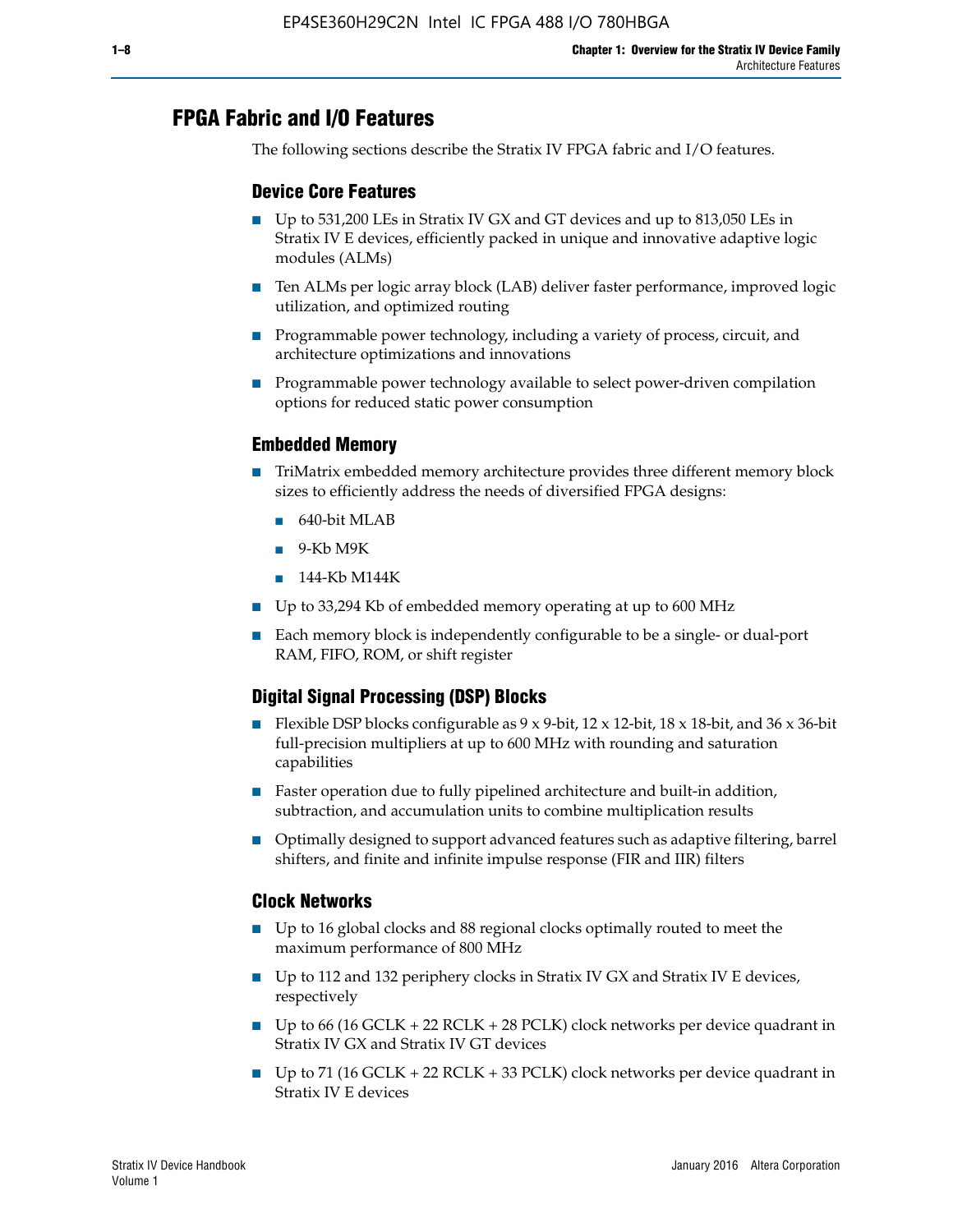## FPGA Fabric and I/O Features

The following sections describe the Stratix IV FPGA fabric and I/O features.

### Device Core Features

- Up to 531,200 LEs in Stratix IV GX and GT devices and up to 813,050 LEs in Stratix IV E devices, efficiently packed in unique and innovative adaptive logic modules (ALMs)
- Ten ALMs per logic array block (LAB) deliver faster performance, improved logic utilization, and optimized routing
- Programmable power technology, including a variety of process, circuit, and architecture optimizations and innovations
- Programmable power technology available to select power-driven compilation options for reduced static power consumption

### Embedded Memory

- TriMatrix embedded memory architecture provides three different memory block sizes to efficiently address the needs of diversified FPGA designs:
  - 640-bit MLAB
  - 9-Kb M9K
  - 144-Kb M144K
- Up to 33,294 Kb of embedded memory operating at up to 600 MHz
- Each memory block is independently configurable to be a single- or dual-port RAM, FIFO, ROM, or shift register

### Digital Signal Processing (DSP) Blocks

- Flexible DSP blocks configurable as 9 x 9-bit, 12 x 12-bit, 18 x 18-bit, and 36 x 36-bit full-precision multipliers at up to 600 MHz with rounding and saturation capabilities
- Faster operation due to fully pipelined architecture and built-in addition, subtraction, and accumulation units to combine multiplication results
- Optimally designed to support advanced features such as adaptive filtering, barrel shifters, and finite and infinite impulse response (FIR and IIR) filters

### Clock Networks

- Up to 16 global clocks and 88 regional clocks optimally routed to meet the maximum performance of 800 MHz
- Up to 112 and 132 periphery clocks in Stratix IV GX and Stratix IV E devices, respectively
- Up to 66 (16 GCLK + 22 RCLK + 28 PCLK) clock networks per device quadrant in Stratix IV GX and Stratix IV GT devices
- Up to 71 (16 GCLK + 22 RCLK + 33 PCLK) clock networks per device quadrant in Stratix IV E devices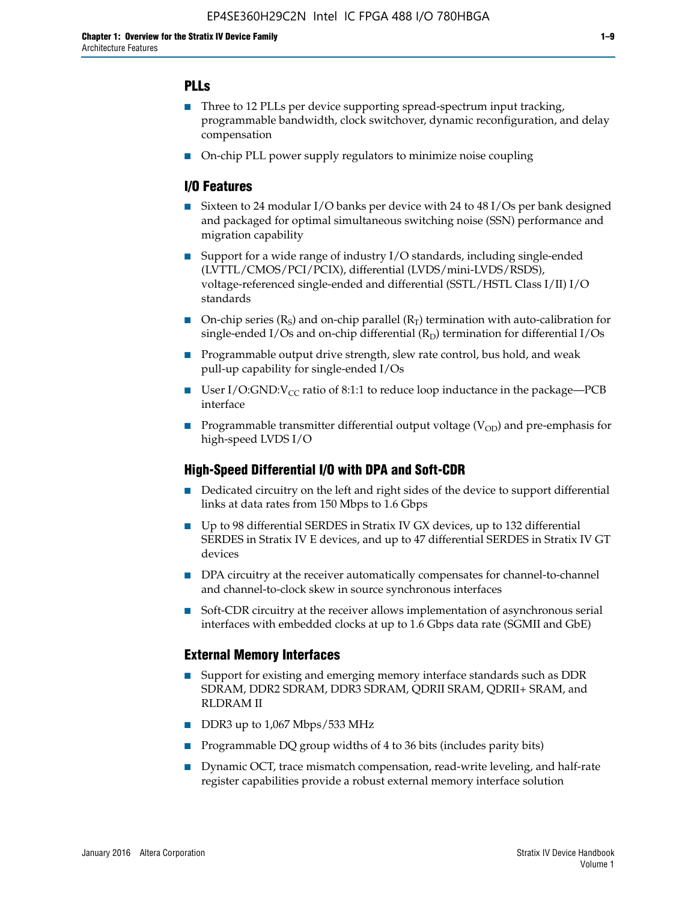## PLLs

- Three to 12 PLLs per device supporting spread-spectrum input tracking, programmable bandwidth, clock switchover, dynamic reconfiguration, and delay compensation
- On-chip PLL power supply regulators to minimize noise coupling

## I/O Features

- Sixteen to 24 modular I/O banks per device with 24 to 48 I/Os per bank designed and packaged for optimal simultaneous switching noise (SSN) performance and migration capability
- Support for a wide range of industry I/O standards, including single-ended (LVTTL/CMOS/PCI/PCIX), differential (LVDS/mini-LVDS/RSDS), voltage-referenced single-ended and differential (SSTL/HSTL Class I/II) I/O standards
- On-chip series ($R_S$) and on-chip parallel ($R_T$) termination with auto-calibration for single-ended I/Os and on-chip differential ($R_D$) termination for differential I/Os
- Programmable output drive strength, slew rate control, bus hold, and weak pull-up capability for single-ended I/Os
- User I/O:GND:$V_{CC}$ ratio of 8:1:1 to reduce loop inductance in the package—PCB interface
- Programmable transmitter differential output voltage ($V_{OD}$) and pre-emphasis for high-speed LVDS I/O

## High-Speed Differential I/O with DPA and Soft-CDR

- Dedicated circuitry on the left and right sides of the device to support differential links at data rates from 150 Mbps to 1.6 Gbps
- Up to 98 differential SERDES in Stratix IV GX devices, up to 132 differential SERDES in Stratix IV E devices, and up to 47 differential SERDES in Stratix IV GT devices
- DPA circuitry at the receiver automatically compensates for channel-to-channel and channel-to-clock skew in source synchronous interfaces
- Soft-CDR circuitry at the receiver allows implementation of asynchronous serial interfaces with embedded clocks at up to 1.6 Gbps data rate (SGMII and GbE)

## External Memory Interfaces

- Support for existing and emerging memory interface standards such as DDR SDRAM, DDR2 SDRAM, DDR3 SDRAM, QDRII SRAM, QDRII+ SRAM, and RLDRAM II
- DDR3 up to 1,067 Mbps/533 MHz
- Programmable DQ group widths of 4 to 36 bits (includes parity bits)
- Dynamic OCT, trace mismatch compensation, read-write leveling, and half-rate register capabilities provide a robust external memory interface solution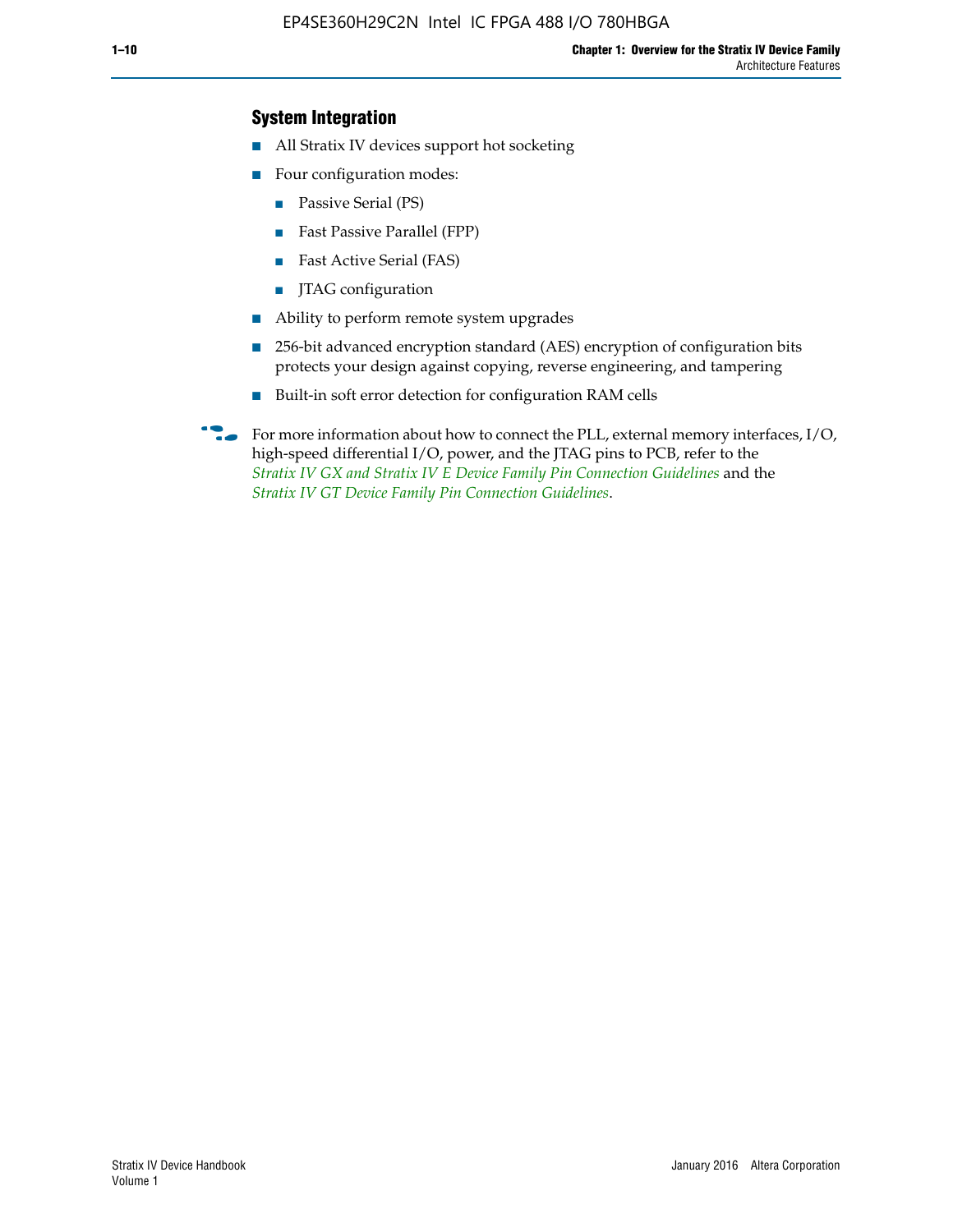### System Integration

- All Stratix IV devices support hot socketing
- Four configuration modes:
  - Passive Serial (PS)
  - Fast Passive Parallel (FPP)
  - Fast Active Serial (FAS)
  - JTAG configuration
- Ability to perform remote system upgrades
- 256-bit advanced encryption standard (AES) encryption of configuration bits protects your design against copying, reverse engineering, and tampering
- Built-in soft error detection for configuration RAM cells

For more information about how to connect the PLL, external memory interfaces, I/O, high-speed differential I/O, power, and the JTAG pins to PCB, refer to the *Stratix IV GX and Stratix IV E Device Family Pin Connection Guidelines* and the *Stratix IV GT Device Family Pin Connection Guidelines*.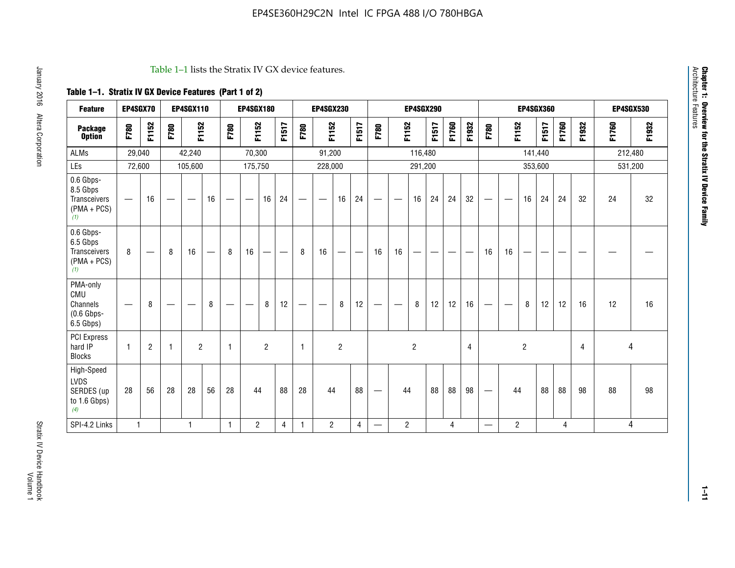Table 1–1 lists the Stratix IV GX device features.

**Table 1–1. Stratix IV GX Device Features (Part 1 of 2)**

| Feature | EP4SGX70 | | EP4SGX110 | | | EP4SGX180 | | | | EP4SGX230 | | | | EP4SGX290 | | | | | | EP4SGX360 | | | | | | EP4SGX530 | |
|---|---|---|---|---|---|---|---|---|---|---|---|---|---|---|---|---|---|---|---|---|---|---|---|---|---|---|---|
| **Package Option** | F780 | F1152 | F780 | F1152 | | F780 | F1152 | | F1517 | F780 | F1152 | | F1517 | F780 | F1152 | | F1517 | F1760 | F1932 | F780 | F1152 | | F1517 | F1760 | F1932 | F1760 | F1932 |
| ALMs | 29,040 | | 42,240 | | | 70,300 | | | | 91,200 | | | | 116,480 | | | | | | 141,440 | | | | | | 212,480 | |
| LEs | 72,600 | | 105,600 | | | 175,750 | | | | 228,000 | | | | 291,200 | | | | | | 353,600 | | | | | | 531,200 | |
| 0.6 Gbps-8.5 Gbps Transceivers (PMA + PCS) *(1)* | — | 16 | — | — | 16 | — | — | 16 | 24 | — | — | 16 | 24 | — | — | 16 | 24 | 24 | 32 | — | — | 16 | 24 | 24 | 32 | 24 | 32 |
| 0.6 Gbps-6.5 Gbps Transceivers (PMA + PCS) *(1)* | 8 | — | 8 | 16 | — | 8 | 16 | — | — | 8 | 16 | — | — | 16 | 16 | — | — | — | — | 16 | 16 | — | — | — | — | — | — |
| PMA-only CMU Channels (0.6 Gbps-6.5 Gbps) | — | 8 | — | — | 8 | — | — | 8 | 12 | — | — | 8 | 12 | — | — | 8 | 12 | 12 | 16 | — | — | 8 | 12 | 12 | 16 | 12 | 16 |
| PCI Express hard IP Blocks | 1 | 2 | 1 | 2 | | 1 | 2 | | | 1 | 2 | | | 2 | | | | | 4 | 2 | | | | | 4 | 4 | |
| High-Speed LVDS SERDES (up to 1.6 Gbps) *(4)* | 28 | 56 | 28 | 28 | 56 | 28 | 44 | | 88 | 28 | 44 | | 88 | — | 44 | | 88 | 88 | 98 | — | 44 | | 88 | 88 | 98 | 88 | 98 |
| SPI-4.2 Links | 1 | | 1 | | | 1 | 2 | | 4 | 1 | 2 | | 4 | — | 2 | | 4 | | | — | 2 | | 4 | | | 4 | |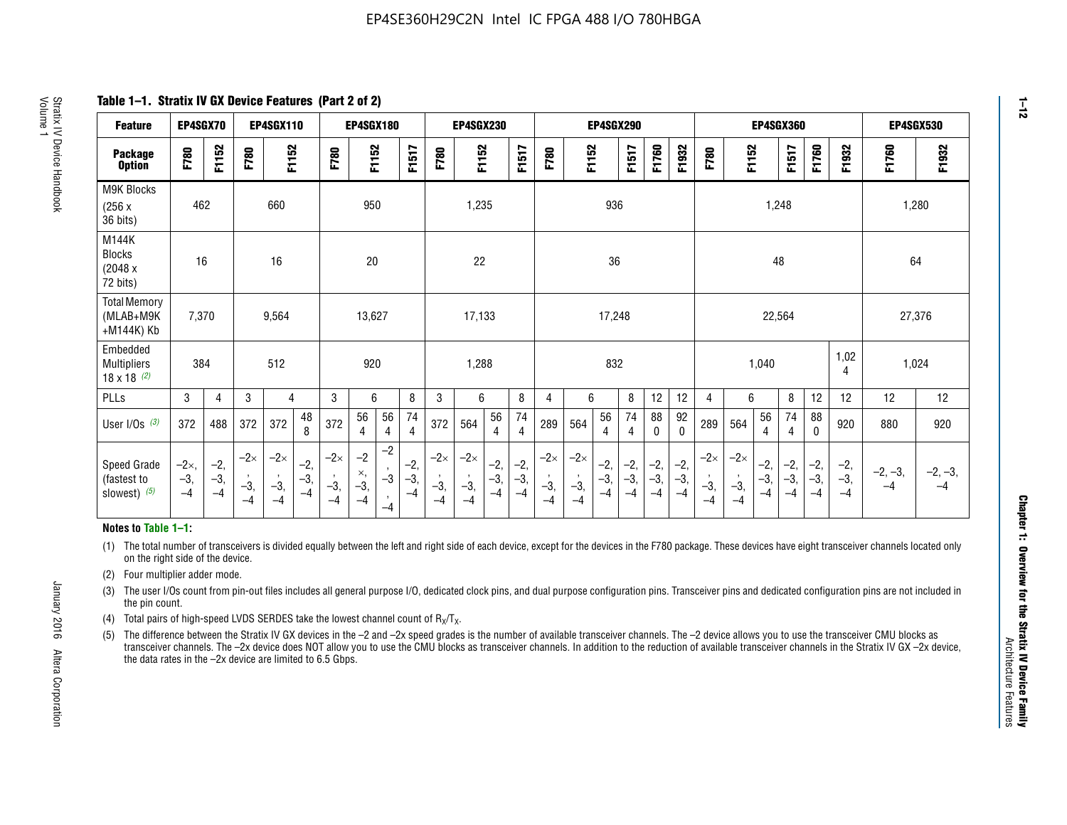**Table 1–1. Stratix IV GX Device Features (Part 2 of 2)**

| Feature | EP4SGX70 | | EP4SGX110 | | | EP4SGX180 | | | | EP4SGX230 | | | | EP4SGX290 | | | | | | EP4SGX360 | | | | | | EP4SGX530 | |
|---|---|---|---|---|---|---|---|---|---|---|---|---|---|---|---|---|---|---|---|---|---|---|---|---|---|---|---|
| Package Option | F780 | F1152 | F780 | F1152 | | F780 | F1152 | | F1517 | F780 | F1152 | | F1517 | F780 | F1152 | | F1517 | F1760 | F1932 | F780 | F1152 | | F1517 | F1760 | F1932 | F1760 | F1932 |
| M9K Blocks (256 x 36 bits) | 462 | | 660 | | | 950 | | | | 1,235 | | | | 936 | | | | | | 1,248 | | | | | | 1,280 | |
| M144K Blocks (2048 x 72 bits) | 16 | | 16 | | | 20 | | | | 22 | | | | 36 | | | | | | 48 | | | | | | 64 | |
| Total Memory (MLAB+M9K +M144K) Kb | 7,370 | | 9,564 | | | 13,627 | | | | 17,133 | | | | 17,248 | | | | | | 22,564 | | | | | | 27,376 | |
| Embedded Multipliers 18 x 18 (2) | 384 | | 512 | | | 920 | | | | 1,288 | | | | 832 | | | | | | 1,040 | | | | | 1,024 | 1,024 | |
| PLLs | 3 | 4 | 3 | 4 | | 3 | 6 | | 8 | 3 | 6 | | 8 | 4 | 6 | | 8 | 12 | 12 | 4 | 6 | | 8 | 12 | 12 | 12 | 12 |
| User I/Os (3) | 372 | 488 | 372 | 372 | 488 | 372 | 564 | 564 | 744 | 372 | 564 | 564 | 744 | 289 | 564 | 564 | 744 | 880 | 920 | 289 | 564 | 564 | 744 | 880 | 920 | 880 | 920 |
| Speed Grade (fastest to slowest) (5) | –2×, –3, –4 | –2, –3, –4 | –2×, –3, –4 | –2×, –3, –4 | –2, –3, –4 | –2×, –3, –4 | –2×, –3, –4 | –2, –3, –4 | –2, –3, –4 | –2×, –3, –4 | –2×, –3, –4 | –2, –3, –4 | –2, –3, –4 | –2×, –3, –4 | –2×, –3, –4 | –2, –3, –4 | –2, –3, –4 | –2, –3, –4 | –2, –3, –4 | –2×, –3, –4 | –2×, –3, –4 | –2, –3, –4 | –2, –3, –4 | –2, –3, –4 | –2, –3, –4 | –2, –3, –4 | –2, –3, –4 |

**Notes to Table 1–1:**

(1) The total number of transceivers is divided equally between the left and right side of each device, except for the devices in the F780 package. These devices have eight transceiver channels located only on the right side of the device.

(2) Four multiplier adder mode.

(3) The user I/Os count from pin-out files includes all general purpose I/O, dedicated clock pins, and dual purpose configuration pins. Transceiver pins and dedicated configuration pins are not included in the pin count.

(4) Total pairs of high-speed LVDS SERDES take the lowest channel count of $R_X/T_X$.

(5) The difference between the Stratix IV GX devices in the –2 and –2x speed grades is the number of available transceiver channels. The –2 device allows you to use the transceiver CMU blocks as transceiver channels. The –2x device does NOT allow you to use the CMU blocks as transceiver channels. In addition to the reduction of available transceiver channels in the Stratix IV GX –2x device, the data rates in the –2x device are limited to 6.5 Gbps.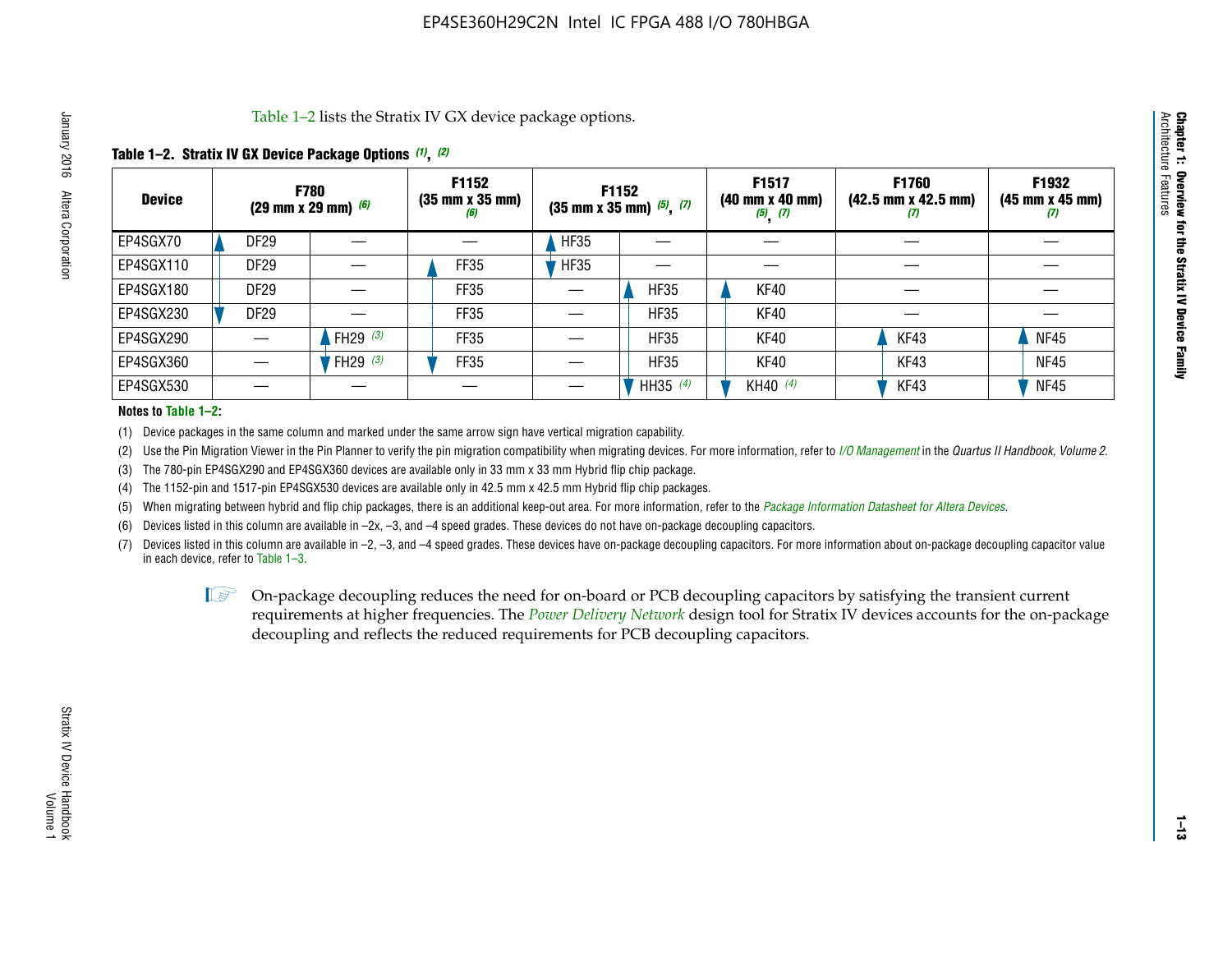Table 1–2 lists the Stratix IV GX device package options.

**Table 1–2. Stratix IV GX Device Package Options (1), (2)**

| Device | F780 (29 mm x 29 mm) (6) | | F1152 (35 mm x 35 mm) (6) | F1152 (35 mm x 35 mm) (5), (7) | | F1517 (40 mm x 40 mm) (5), (7) | F1760 (42.5 mm x 42.5 mm) (7) | F1932 (45 mm x 45 mm) (7) |
|---|---|---|---|---|---|---|---|---|
| EP4SGX70 | DF29 | — | — | HF35 | — | — | — | — |
| EP4SGX110 | DF29 | — | FF35 | HF35 | — | — | — | — |
| EP4SGX180 | DF29 | — | FF35 | — | HF35 | KF40 | — | — |
| EP4SGX230 | DF29 | — | FF35 | — | HF35 | KF40 | — | — |
| EP4SGX290 | — | FH29 (3) | FF35 | — | HF35 | KF40 | KF43 | NF45 |
| EP4SGX360 | — | FH29 (3) | FF35 | — | HF35 | KF40 | KF43 | NF45 |
| EP4SGX530 | — | — | — | — | HH35 (4) | KH40 (4) | KF43 | NF45 |

**Notes to Table 1–2:**

(1) Device packages in the same column and marked under the same arrow sign have vertical migration capability.

(2) Use the Pin Migration Viewer in the Pin Planner to verify the pin migration compatibility when migrating devices. For more information, refer to *I/O Management* in the *Quartus II Handbook, Volume 2*.

(3) The 780-pin EP4SGX290 and EP4SGX360 devices are available only in 33 mm x 33 mm Hybrid flip chip package.

(4) The 1152-pin and 1517-pin EP4SGX530 devices are available only in 42.5 mm x 42.5 mm Hybrid flip chip packages.

(5) When migrating between hybrid and flip chip packages, there is an additional keep-out area. For more information, refer to the *Package Information Datasheet for Altera Devices*.

(6) Devices listed in this column are available in –2x, –3, and –4 speed grades. These devices do not have on-package decoupling capacitors.

(7) Devices listed in this column are available in –2, –3, and –4 speed grades. These devices have on-package decoupling capacitors. For more information about on-package decoupling capacitor value in each device, refer to Table 1–3.

On-package decoupling reduces the need for on-board or PCB decoupling capacitors by satisfying the transient current requirements at higher frequencies. The *Power Delivery Network* design tool for Stratix IV devices accounts for the on-package decoupling and reflects the reduced requirements for PCB decoupling capacitors.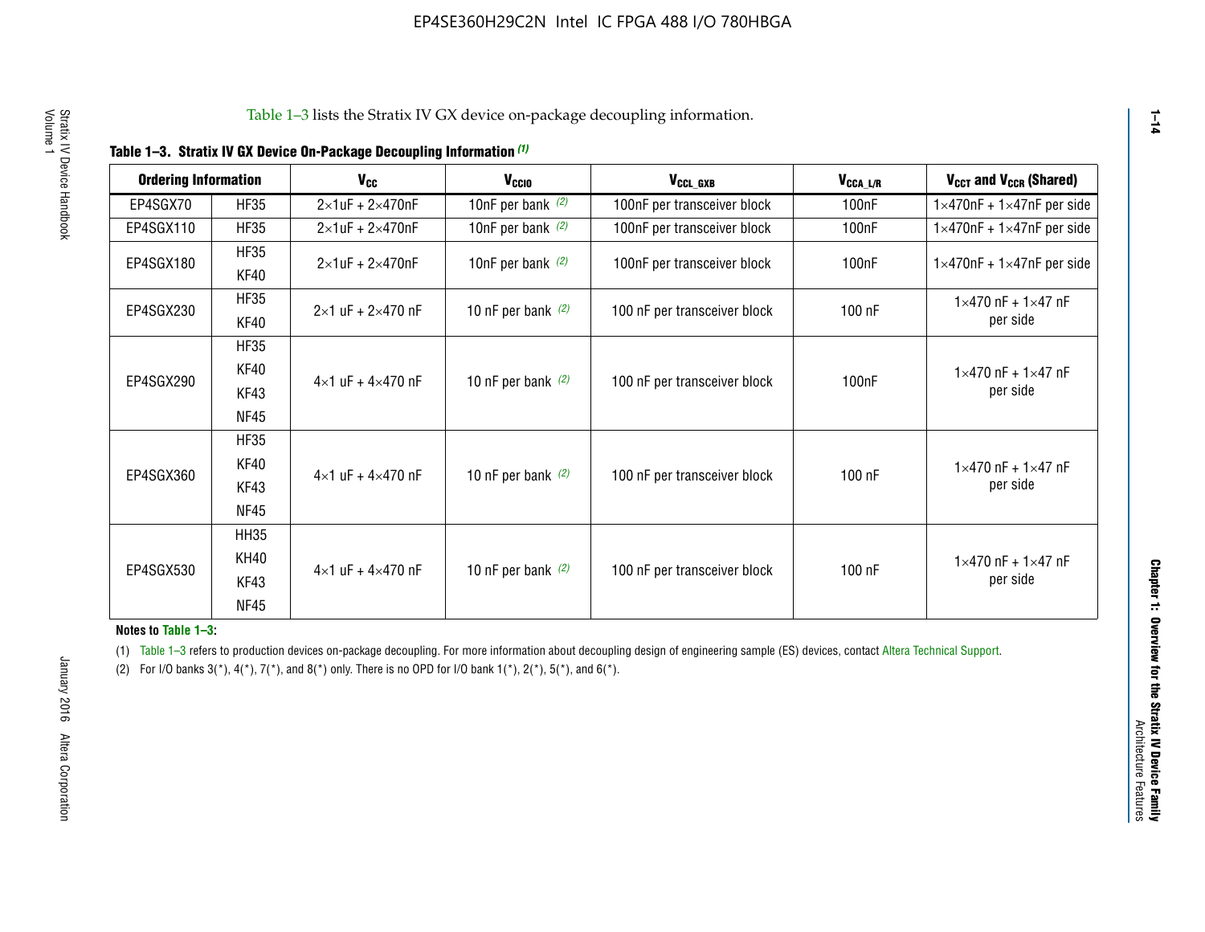Table 1–3 lists the Stratix IV GX device on-package decoupling information.

**Table 1–3. Stratix IV GX Device On-Package Decoupling Information (1)**

| Ordering Information | | $V_{CC}$ | $V_{CCIO}$ | $V_{CCL\_GXB}$ | $V_{CCA\_L/R}$ | $V_{CCT}$ and $V_{CCR}$ (Shared) |
|---|---|---|---|---|---|---|
| EP4SGX70 | HF35 | 2×1uF + 2×470nF | 10nF per bank (2) | 100nF per transceiver block | 100nF | 1×470nF + 1×47nF per side |
| EP4SGX110 | HF35 | 2×1uF + 2×470nF | 10nF per bank (2) | 100nF per transceiver block | 100nF | 1×470nF + 1×47nF per side |
| EP4SGX180 | HF35<br>KF40 | 2×1uF + 2×470nF | 10nF per bank (2) | 100nF per transceiver block | 100nF | 1×470nF + 1×47nF per side |
| EP4SGX230 | HF35<br>KF40 | 2×1 uF + 2×470 nF | 10 nF per bank (2) | 100 nF per transceiver block | 100 nF | 1×470 nF + 1×47 nF per side |
| EP4SGX290 | HF35<br>KF40<br>KF43<br>NF45 | 4×1 uF + 4×470 nF | 10 nF per bank (2) | 100 nF per transceiver block | 100nF | 1×470 nF + 1×47 nF per side |
| EP4SGX360 | HF35<br>KF40<br>KF43<br>NF45 | 4×1 uF + 4×470 nF | 10 nF per bank (2) | 100 nF per transceiver block | 100 nF | 1×470 nF + 1×47 nF per side |
| EP4SGX530 | HH35<br>KH40<br>KF43<br>NF45 | 4×1 uF + 4×470 nF | 10 nF per bank (2) | 100 nF per transceiver block | 100 nF | 1×470 nF + 1×47 nF per side |

**Notes to Table 1–3:**

(1) Table 1–3 refers to production devices on-package decoupling. For more information about decoupling design of engineering sample (ES) devices, contact Altera Technical Support.

(2) For I/O banks 3(*), 4(*), 7(*), and 8(*) only. There is no OPD for I/O bank 1(*), 2(*), 5(*), and 6(*).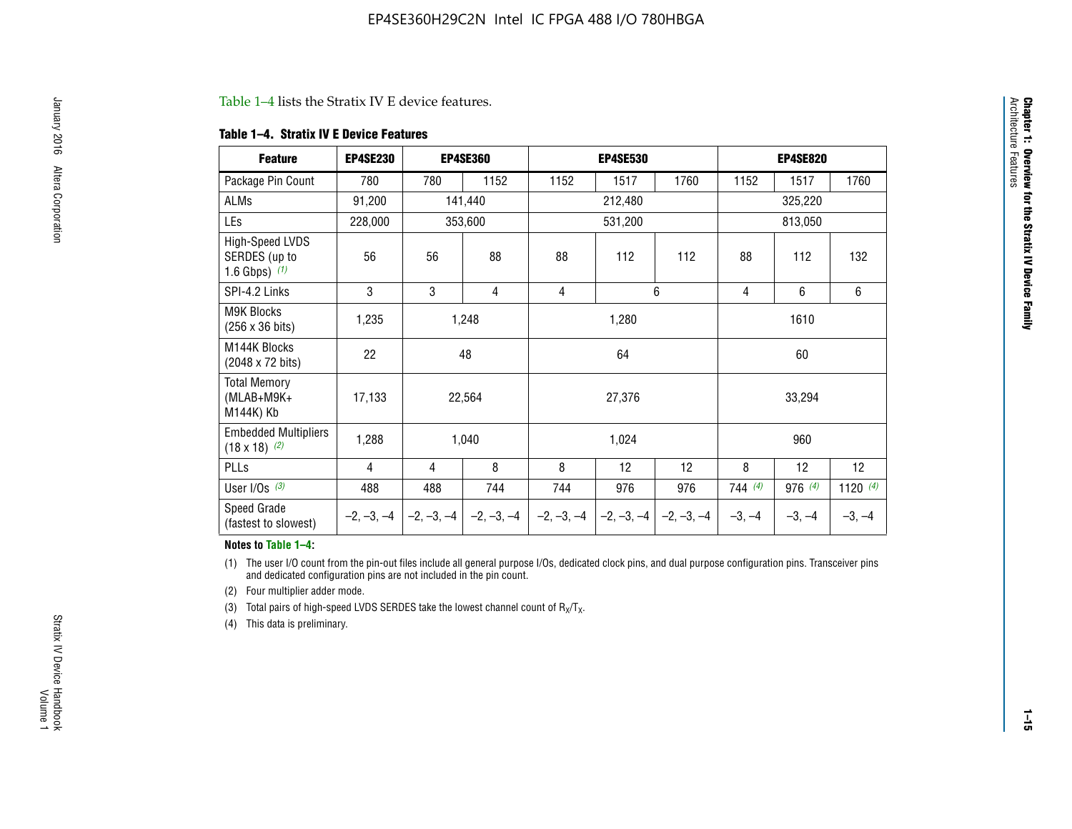Table 1–4 lists the Stratix IV E device features.

**Table 1–4. Stratix IV E Device Features**

| Feature | EP4SE230 | EP4SE360 | | EP4SE530 | | | EP4SE820 | | |
|---|---|---|---|---|---|---|---|---|---|
| Package Pin Count | 780 | 780 | 1152 | 1152 | 1517 | 1760 | 1152 | 1517 | 1760 |
| ALMs | 91,200 | 141,440 | | 212,480 | | | 325,220 | | |
| LEs | 228,000 | 353,600 | | 531,200 | | | 813,050 | | |
| High-Speed LVDS SERDES (up to 1.6 Gbps) (1) | 56 | 56 | 88 | 88 | 112 | 112 | 88 | 112 | 132 |
| SPI-4.2 Links | 3 | 3 | 4 | 4 | 6 | | 4 | 6 | 6 |
| M9K Blocks (256 x 36 bits) | 1,235 | 1,248 | | 1,280 | | | 1610 | | |
| M144K Blocks (2048 x 72 bits) | 22 | 48 | | 64 | | | 60 | | |
| Total Memory (MLAB+M9K+ M144K) Kb | 17,133 | 22,564 | | 27,376 | | | 33,294 | | |
| Embedded Multipliers (18 x 18) (2) | 1,288 | 1,040 | | 1,024 | | | 960 | | |
| PLLs | 4 | 4 | 8 | 8 | 12 | 12 | 8 | 12 | 12 |
| User I/Os (3) | 488 | 488 | 744 | 744 | 976 | 976 | 744 (4) | 976 (4) | 1120 (4) |
| Speed Grade (fastest to slowest) | –2, –3, –4 | –2, –3, –4 | –2, –3, –4 | –2, –3, –4 | –2, –3, –4 | –2, –3, –4 | –3, –4 | –3, –4 | –3, –4 |

**Notes to Table 1–4:**

(1) The user I/O count from the pin-out files include all general purpose I/Os, dedicated clock pins, and dual purpose configuration pins. Transceiver pins and dedicated configuration pins are not included in the pin count.

(2) Four multiplier adder mode.

(3) Total pairs of high-speed LVDS SERDES take the lowest channel count of $R_X/T_X$.

(4) This data is preliminary.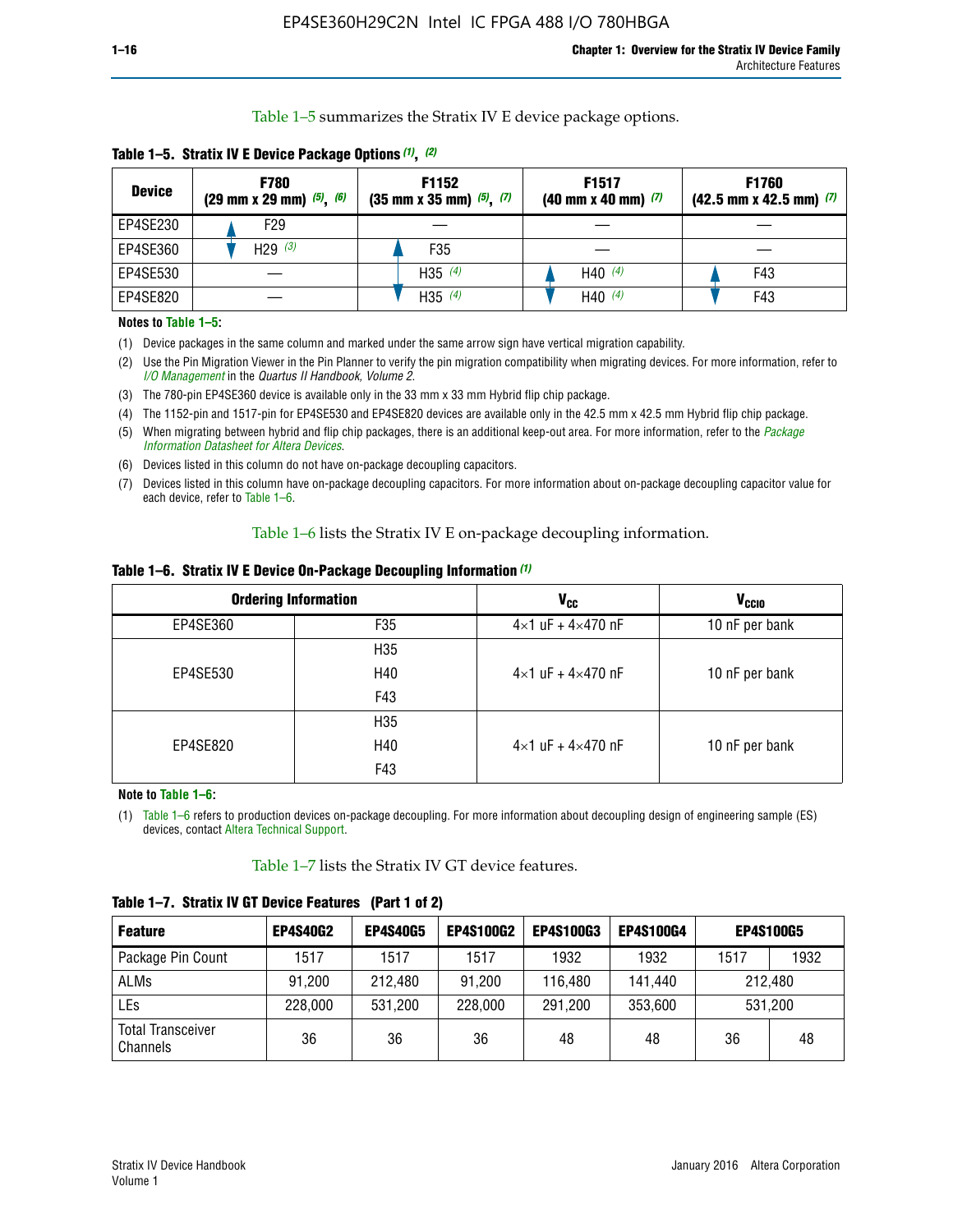Table 1–5 summarizes the Stratix IV E device package options.

**Table 1–5. Stratix IV E Device Package Options (1), (2)**

| Device | F780 (29 mm x 29 mm) (5), (6) | F1152 (35 mm x 35 mm) (5), (7) | F1517 (40 mm x 40 mm) (7) | F1760 (42.5 mm x 42.5 mm) (7) |
|---|---|---|---|---|
| EP4SE230 | F29 | — | — | — |
| EP4SE360 | H29 (3) | F35 | — | — |
| EP4SE530 | — | H35 (4) | H40 (4) | F43 |
| EP4SE820 | — | H35 (4) | H40 (4) | F43 |

**Notes to Table 1–5:**

(1) Device packages in the same column and marked under the same arrow sign have vertical migration capability.

(2) Use the Pin Migration Viewer in the Pin Planner to verify the pin migration compatibility when migrating devices. For more information, refer to *I/O Management* in the *Quartus II Handbook, Volume 2*.

(3) The 780-pin EP4SE360 device is available only in the 33 mm x 33 mm Hybrid flip chip package.

(4) The 1152-pin and 1517-pin for EP4SE530 and EP4SE820 devices are available only in the 42.5 mm x 42.5 mm Hybrid flip chip package.

(5) When migrating between hybrid and flip chip packages, there is an additional keep-out area. For more information, refer to the *Package Information Datasheet for Altera Devices*.

(6) Devices listed in this column do not have on-package decoupling capacitors.

(7) Devices listed in this column have on-package decoupling capacitors. For more information about on-package decoupling capacitor value for each device, refer to Table 1–6.

Table 1–6 lists the Stratix IV E on-package decoupling information.

**Table 1–6. Stratix IV E Device On-Package Decoupling Information (1)**

| Ordering Information | | $V_{CC}$ | $V_{CCIO}$ |
|---|---|---|---|
| EP4SE360 | F35 | 4×1 uF + 4×470 nF | 10 nF per bank |
| EP4SE530 | H35 | 4×1 uF + 4×470 nF | 10 nF per bank |
| | H40 | | |
| | F43 | | |
| EP4SE820 | H35 | 4×1 uF + 4×470 nF | 10 nF per bank |
| | H40 | | |
| | F43 | | |

**Note to Table 1–6:**

(1) Table 1–6 refers to production devices on-package decoupling. For more information about decoupling design of engineering sample (ES) devices, contact Altera Technical Support.

Table 1–7 lists the Stratix IV GT device features.

**Table 1–7. Stratix IV GT Device Features (Part 1 of 2)**

| Feature | EP4S40G2 | EP4S40G5 | EP4S100G2 | EP4S100G3 | EP4S100G4 | EP4S100G5 | |
|---|---|---|---|---|---|---|---|
| Package Pin Count | 1517 | 1517 | 1517 | 1932 | 1932 | 1517 | 1932 |
| ALMs | 91,200 | 212,480 | 91,200 | 116,480 | 141,440 | 212,480 | |
| LEs | 228,000 | 531,200 | 228,000 | 291,200 | 353,600 | 531,200 | |
| Total Transceiver Channels | 36 | 36 | 36 | 48 | 48 | 36 | 48 |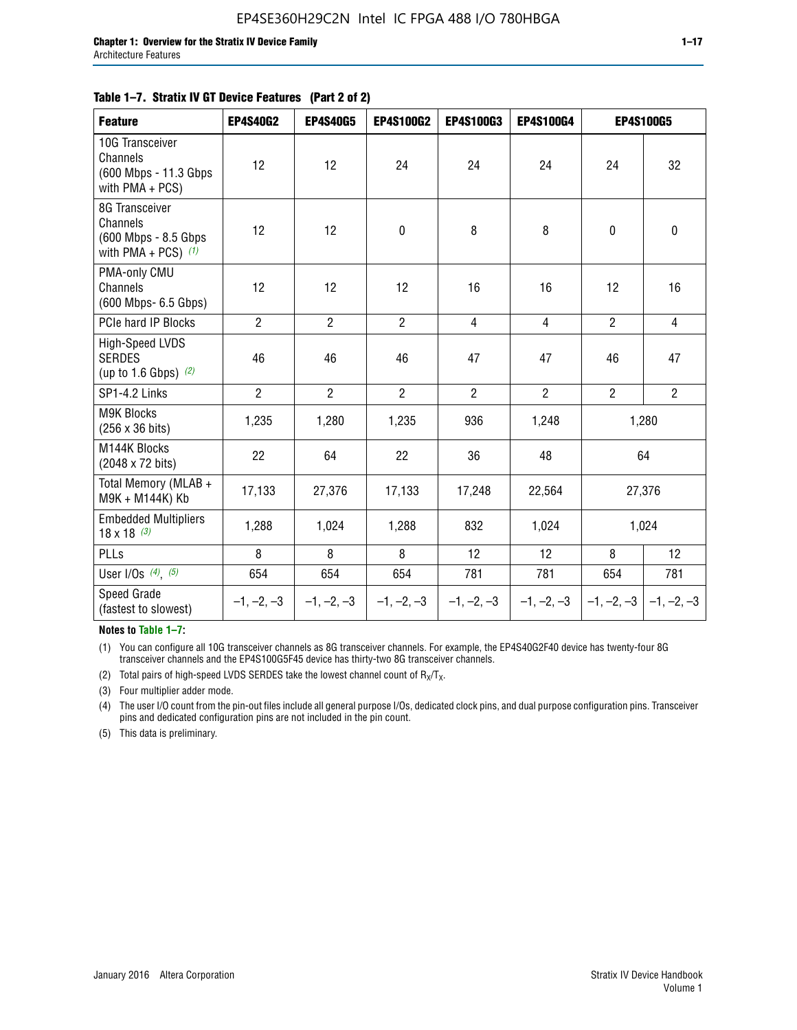**Table 1–7. Stratix IV GT Device Features (Part 2 of 2)**

| Feature | EP4S40G2 | EP4S40G5 | EP4S100G2 | EP4S100G3 | EP4S100G4 | EP4S100G5 | |
|---|---|---|---|---|---|---|---|
| 10G Transceiver Channels (600 Mbps - 11.3 Gbps with PMA + PCS) | 12 | 12 | 24 | 24 | 24 | 24 | 32 |
| 8G Transceiver Channels (600 Mbps - 8.5 Gbps with PMA + PCS) *(1)* | 12 | 12 | 0 | 8 | 8 | 0 | 0 |
| PMA-only CMU Channels (600 Mbps- 6.5 Gbps) | 12 | 12 | 12 | 16 | 16 | 12 | 16 |
| PCIe hard IP Blocks | 2 | 2 | 2 | 4 | 4 | 2 | 4 |
| High-Speed LVDS SERDES (up to 1.6 Gbps) *(2)* | 46 | 46 | 46 | 47 | 47 | 46 | 47 |
| SP1-4.2 Links | 2 | 2 | 2 | 2 | 2 | 2 | 2 |
| M9K Blocks (256 x 36 bits) | 1,235 | 1,280 | 1,235 | 936 | 1,248 | 1,280 | |
| M144K Blocks (2048 x 72 bits) | 22 | 64 | 22 | 36 | 48 | 64 | |
| Total Memory (MLAB + M9K + M144K) Kb | 17,133 | 27,376 | 17,133 | 17,248 | 22,564 | 27,376 | |
| Embedded Multipliers 18 x 18 *(3)* | 1,288 | 1,024 | 1,288 | 832 | 1,024 | 1,024 | |
| PLLs | 8 | 8 | 8 | 12 | 12 | 8 | 12 |
| User I/Os *(4)*, *(5)* | 654 | 654 | 654 | 781 | 781 | 654 | 781 |
| Speed Grade (fastest to slowest) | –1, –2, –3 | –1, –2, –3 | –1, –2, –3 | –1, –2, –3 | –1, –2, –3 | –1, –2, –3 | –1, –2, –3 |

**Notes to Table 1–7:**

(1) You can configure all 10G transceiver channels as 8G transceiver channels. For example, the EP4S40G2F40 device has twenty-four 8G transceiver channels and the EP4S100G5F45 device has thirty-two 8G transceiver channels.

(2) Total pairs of high-speed LVDS SERDES take the lowest channel count of $R_X/T_X$.

(3) Four multiplier adder mode.

(4) The user I/O count from the pin-out files include all general purpose I/Os, dedicated clock pins, and dual purpose configuration pins. Transceiver pins and dedicated configuration pins are not included in the pin count.

(5) This data is preliminary.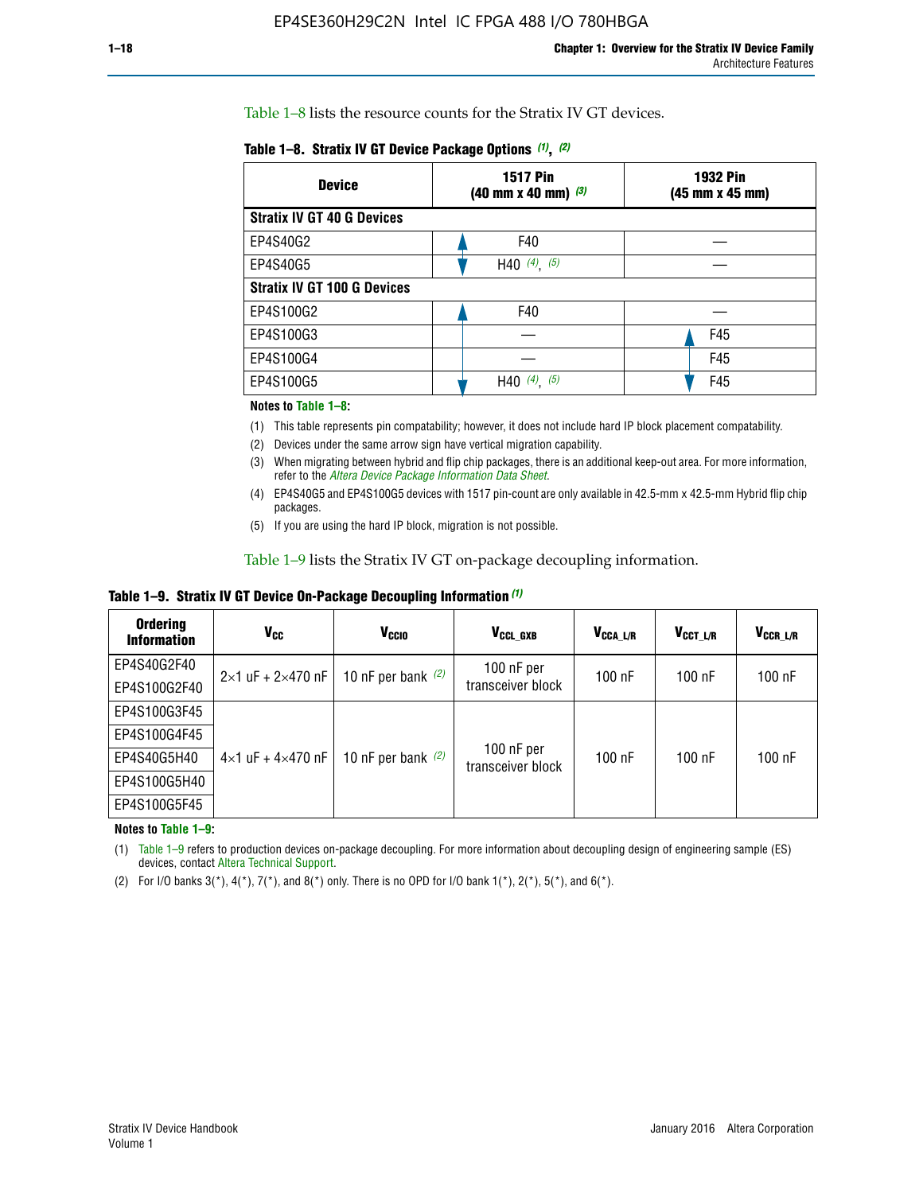Table 1–8 lists the resource counts for the Stratix IV GT devices.

**Table 1–8. Stratix IV GT Device Package Options (1), (2)**

| Device | 1517 Pin (40 mm x 40 mm) (3) | 1932 Pin (45 mm x 45 mm) |
|---|---|---|
| **Stratix IV GT 40 G Devices** | | |
| EP4S40G2 | F40 | — |
| EP4S40G5 | H40 (4), (5) | — |
| **Stratix IV GT 100 G Devices** | | |
| EP4S100G2 | F40 | — |
| EP4S100G3 | — | F45 |
| EP4S100G4 | — | F45 |
| EP4S100G5 | H40 (4), (5) | F45 |

**Notes to Table 1–8:**

(1) This table represents pin compatability; however, it does not include hard IP block placement compatability.

(2) Devices under the same arrow sign have vertical migration capability.

(3) When migrating between hybrid and flip chip packages, there is an additional keep-out area. For more information, refer to the *Altera Device Package Information Data Sheet*.

(4) EP4S40G5 and EP4S100G5 devices with 1517 pin-count are only available in 42.5-mm x 42.5-mm Hybrid flip chip packages.

(5) If you are using the hard IP block, migration is not possible.

Table 1–9 lists the Stratix IV GT on-package decoupling information.

**Table 1–9. Stratix IV GT Device On-Package Decoupling Information (1)**

| Ordering Information | $V_{CC}$ | $V_{CCIO}$ | $V_{CCL\_GXB}$ | $V_{CCA\_L/R}$ | $V_{CCT\_L/R}$ | $V_{CCR\_L/R}$ |
|---|---|---|---|---|---|---|
| EP4S40G2F40 | 2×1 uF + 2×470 nF | 10 nF per bank (2) | 100 nF per transceiver block | 100 nF | 100 nF | 100 nF |
| EP4S100G2F40 | | | | | | |
| EP4S100G3F45 | 4×1 uF + 4×470 nF | 10 nF per bank (2) | 100 nF per transceiver block | 100 nF | 100 nF | 100 nF |
| EP4S100G4F45 | | | | | | |
| EP4S40G5H40 | | | | | | |
| EP4S100G5H40 | | | | | | |
| EP4S100G5F45 | | | | | | |

**Notes to Table 1–9:**

(1) Table 1–9 refers to production devices on-package decoupling. For more information about decoupling design of engineering sample (ES) devices, contact Altera Technical Support.

(2) For I/O banks 3(*), 4(*), 7(*), and 8(*) only. There is no OPD for I/O bank 1(*), 2(*), 5(*), and 6(*).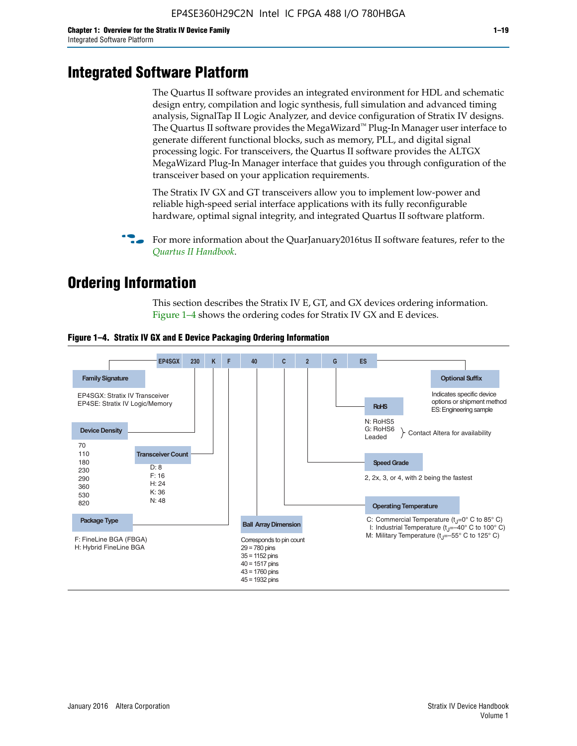# Integrated Software Platform

The Quartus II software provides an integrated environment for HDL and schematic design entry, compilation and logic synthesis, full simulation and advanced timing analysis, SignalTap II Logic Analyzer, and device configuration of Stratix IV designs. The Quartus II software provides the MegaWizard™ Plug-In Manager user interface to generate different functional blocks, such as memory, PLL, and digital signal processing logic. For transceivers, the Quartus II software provides the ALTGX MegaWizard Plug-In Manager interface that guides you through configuration of the transceiver based on your application requirements.

The Stratix IV GX and GT transceivers allow you to implement low-power and reliable high-speed serial interface applications with its fully reconfigurable hardware, optimal signal integrity, and integrated Quartus II software platform.

For more information about the QuarJanuary2016tus II software features, refer to the *Quartus II Handbook*.

# Ordering Information

This section describes the Stratix IV E, GT, and GX devices ordering information. Figure 1–4 shows the ordering codes for Stratix IV GX and E devices.

**Figure 1–4. Stratix IV GX and E Device Packaging Ordering Information**

EP4SGX 230 K F 40 C 2 G ES

**Family Signature**
- EP4SGX: Stratix IV Transceiver
- EP4SE: Stratix IV Logic/Memory

**Device Density**
- 70
- 110
- 180
- 230
- 290
- 360
- 530
- 820

**Transceiver Count**
- D: 8
- F: 16
- H: 24
- K: 36
- N: 48

**Package Type**
- F: FineLine BGA (FBGA)
- H: Hybrid FineLine BGA

**Ball Array Dimension**
Corresponds to pin count
- 29 = 780 pins
- 35 = 1152 pins
- 40 = 1517 pins
- 43 = 1760 pins
- 45 = 1932 pins

**Operating Temperature**
- C: Commercial Temperature ($t_J$=0° C to 85° C)
- I: Industrial Temperature ($t_J$=–40° C to 100° C)
- M: Military Temperature ($t_J$=–55° C to 125° C)

**Speed Grade**
2, 2x, 3, or 4, with 2 being the fastest

**RoHS**
- N: RoHS5
- G: RoHS6
- Leaded

} Contact Altera for availability

**Optional Suffix**
Indicates specific device options or shipment method
ES: Engineering sample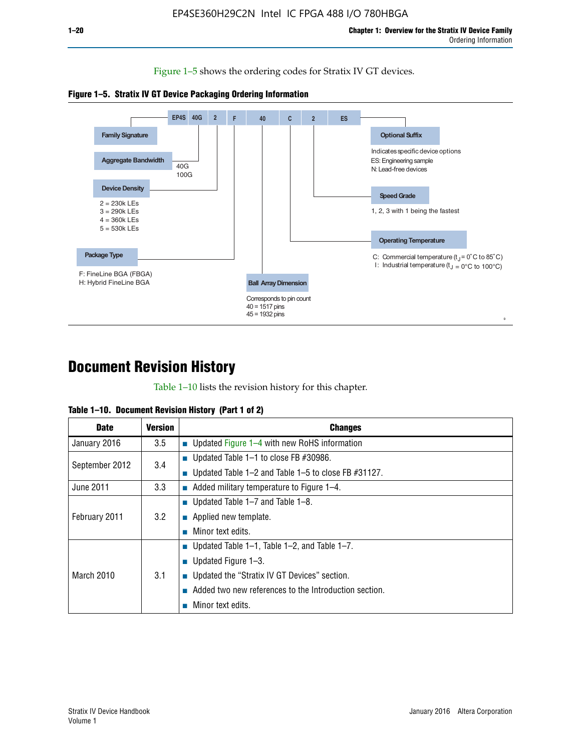Figure 1–5 shows the ordering codes for Stratix IV GT devices.

**Figure 1–5. Stratix IV GT Device Packaging Ordering Information**

EP4S 40G 2 F 40 C 2 ES

- **Family Signature**
- **Aggregate Bandwidth**
  - 40G
  - 100G
- **Device Density**
  - 2 = 230k LEs
  - 3 = 290k LEs
  - 4 = 360k LEs
  - 5 = 530k LEs
- **Package Type**
  - F: FineLine BGA (FBGA)
  - H: Hybrid FineLine BGA
- **Ball Array Dimension**
  - Corresponds to pin count
  - 40 = 1517 pins
  - 45 = 1932 pins
- **Operating Temperature**
  - C: Commercial temperature ($t_J$ = 0˚C to 85˚C)
  - I: Industrial temperature ($t_J$ = 0°C to 100°C)
- **Speed Grade**
  - 1, 2, 3 with 1 being the fastest
- **Optional Suffix**
  - Indicates specific device options
  - ES: Engineering sample
  - N: Lead-free devices

# Document Revision History

Table 1–10 lists the revision history for this chapter.

**Table 1–10. Document Revision History (Part 1 of 2)**

| Date | Version | Changes |
|---|---|---|
| January 2016 | 3.5 | ■ Updated Figure 1–4 with new RoHS information |
| September 2012 | 3.4 | ■ Updated Table 1–1 to close FB #30986.<br>■ Updated Table 1–2 and Table 1–5 to close FB #31127. |
| June 2011 | 3.3 | ■ Added military temperature to Figure 1–4. |
| February 2011 | 3.2 | ■ Updated Table 1–7 and Table 1–8.<br>■ Applied new template.<br>■ Minor text edits. |
| March 2010 | 3.1 | ■ Updated Table 1–1, Table 1–2, and Table 1–7.<br>■ Updated Figure 1–3.<br>■ Updated the “Stratix IV GT Devices” section.<br>■ Added two new references to the Introduction section.<br>■ Minor text edits. |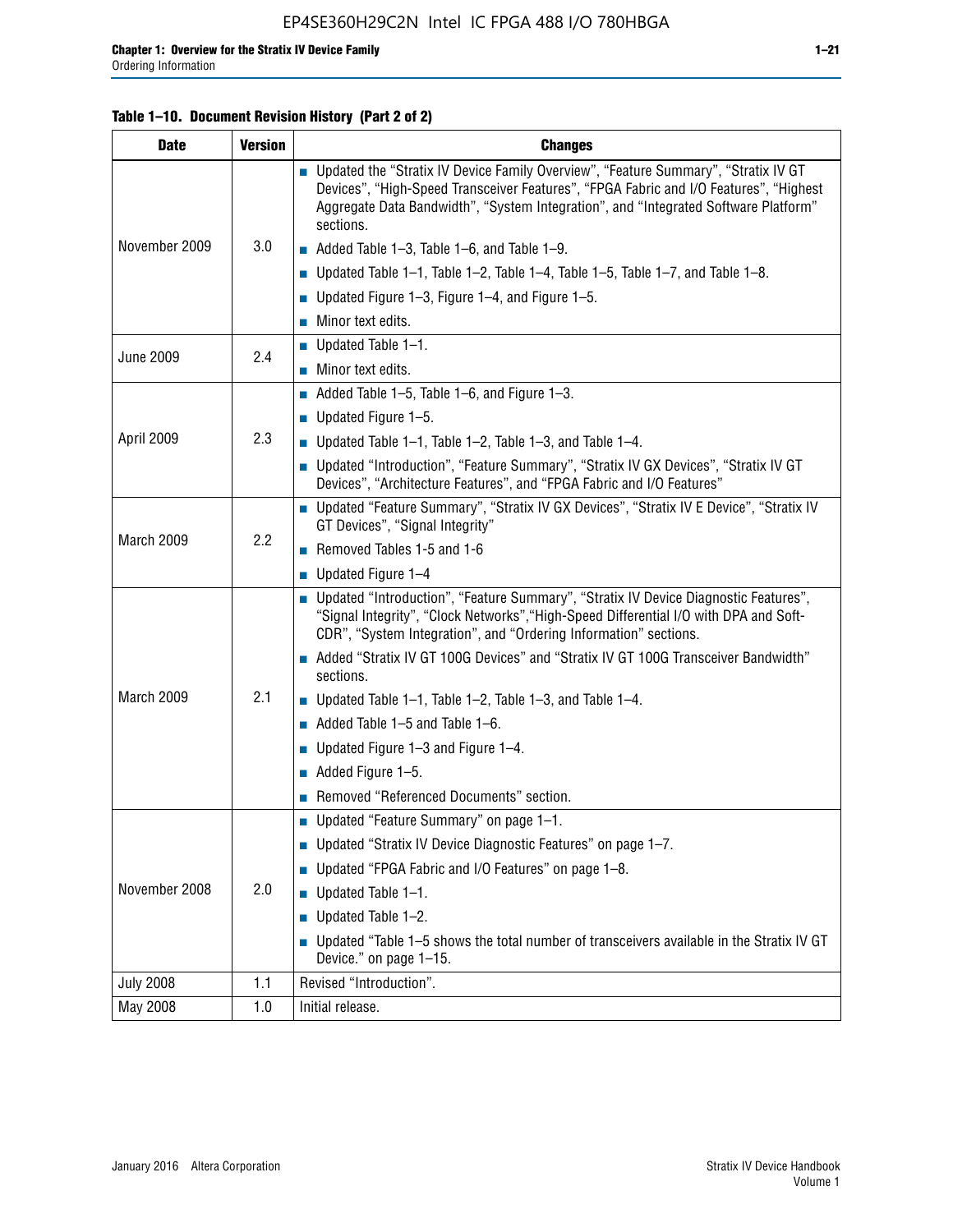**Table 1–10. Document Revision History (Part 2 of 2)**

| Date | Version | Changes |
|---|---|---|
| November 2009 | 3.0 | ■ Updated the "Stratix IV Device Family Overview", "Feature Summary", "Stratix IV GT Devices", "High-Speed Transceiver Features", "FPGA Fabric and I/O Features", "Highest Aggregate Data Bandwidth", "System Integration", and "Integrated Software Platform" sections.<br>■ Added Table 1–3, Table 1–6, and Table 1–9.<br>■ Updated Table 1–1, Table 1–2, Table 1–4, Table 1–5, Table 1–7, and Table 1–8.<br>■ Updated Figure 1–3, Figure 1–4, and Figure 1–5.<br>■ Minor text edits. |
| June 2009 | 2.4 | ■ Updated Table 1–1.<br>■ Minor text edits. |
| April 2009 | 2.3 | ■ Added Table 1–5, Table 1–6, and Figure 1–3.<br>■ Updated Figure 1–5.<br>■ Updated Table 1–1, Table 1–2, Table 1–3, and Table 1–4.<br>■ Updated "Introduction", "Feature Summary", "Stratix IV GX Devices", "Stratix IV GT Devices", "Architecture Features", and "FPGA Fabric and I/O Features" |
| March 2009 | 2.2 | ■ Updated "Feature Summary", "Stratix IV GX Devices", "Stratix IV E Device", "Stratix IV GT Devices", "Signal Integrity"<br>■ Removed Tables 1-5 and 1-6<br>■ Updated Figure 1–4 |
| March 2009 | 2.1 | ■ Updated "Introduction", "Feature Summary", "Stratix IV Device Diagnostic Features", "Signal Integrity", "Clock Networks","High-Speed Differential I/O with DPA and Soft-CDR", "System Integration", and "Ordering Information" sections.<br>■ Added "Stratix IV GT 100G Devices" and "Stratix IV GT 100G Transceiver Bandwidth" sections.<br>■ Updated Table 1–1, Table 1–2, Table 1–3, and Table 1–4.<br>■ Added Table 1–5 and Table 1–6.<br>■ Updated Figure 1–3 and Figure 1–4.<br>■ Added Figure 1–5.<br>■ Removed "Referenced Documents" section. |
| November 2008 | 2.0 | ■ Updated "Feature Summary" on page 1–1.<br>■ Updated "Stratix IV Device Diagnostic Features" on page 1–7.<br>■ Updated "FPGA Fabric and I/O Features" on page 1–8.<br>■ Updated Table 1–1.<br>■ Updated Table 1–2.<br>■ Updated "Table 1–5 shows the total number of transceivers available in the Stratix IV GT Device." on page 1–15. |
| July 2008 | 1.1 | Revised "Introduction". |
| May 2008 | 1.0 | Initial release. |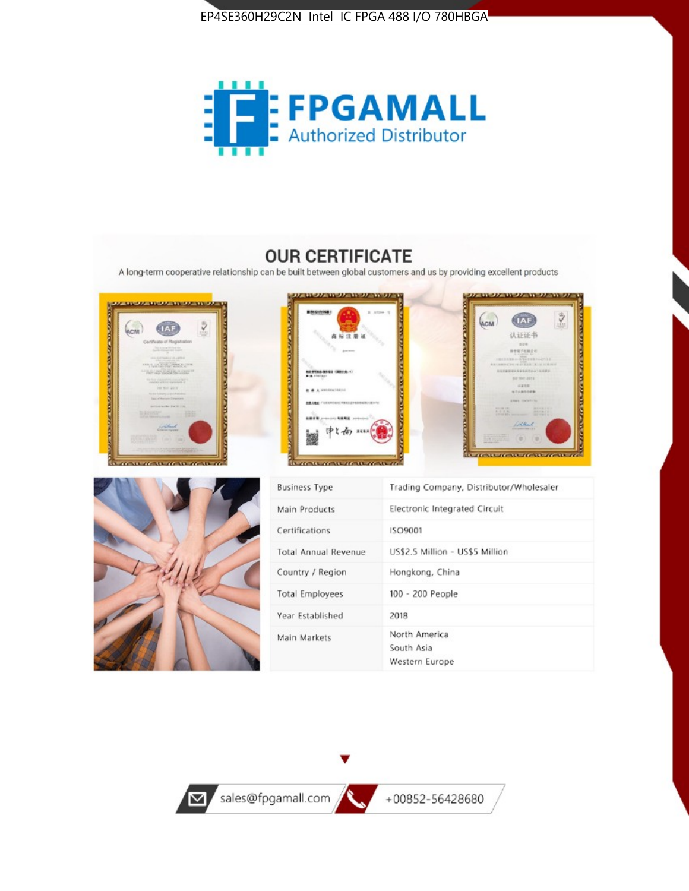FPGAMALL
Authorized Distributor

## OUR CERTIFICATE

A long-term cooperative relationship can be built between global customers and us by providing excellent products

| | |
|---|---|
| Business Type | Trading Company, Distributor/Wholesaler |
| Main Products | Electronic Integrated Circuit |
| Certifications | ISO9001 |
| Total Annual Revenue | US$2.5 Million - US$5 Million |
| Country / Region | Hongkong, China |
| Total Employees | 100 - 200 People |
| Year Established | 2018 |
| Main Markets | North America<br>South Asia<br>Western Europe |

sales@fpgamall.com

+00852-56428680